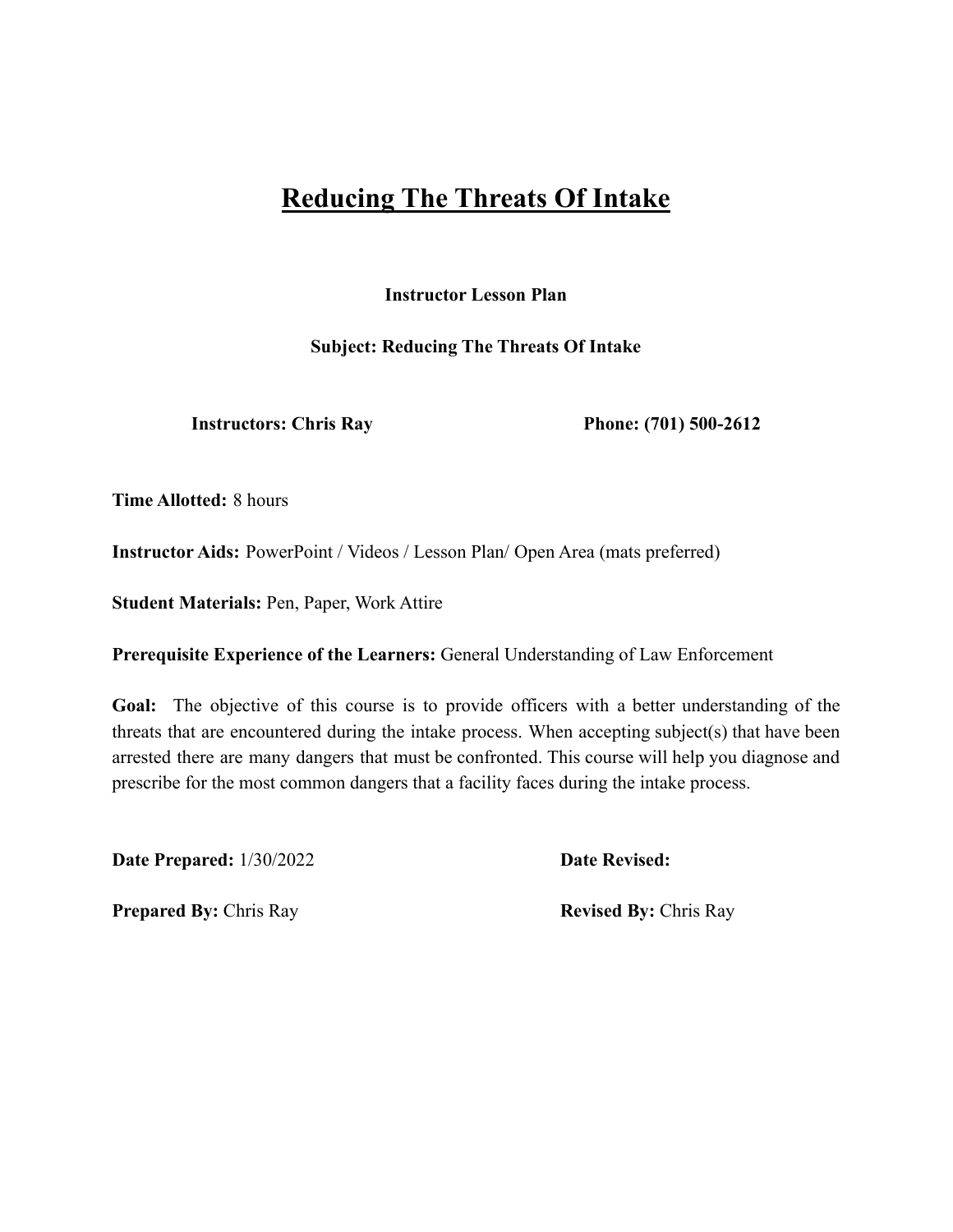# Reducing The Threats Of Intake

**Instructor Lesson Plan**

**Subject: Reducing The Threats Of Intake**

**Instructors: Chris Ray** **Phone: (701) 500-2612**

**Time Allotted:** 8 hours

**Instructor Aids:** PowerPoint / Videos / Lesson Plan/ Open Area (mats preferred)

**Student Materials:** Pen, Paper, Work Attire

**Prerequisite Experience of the Learners:** General Understanding of Law Enforcement

**Goal:** The objective of this course is to provide officers with a better understanding of the threats that are encountered during the intake process. When accepting subject(s) that have been arrested there are many dangers that must be confronted. This course will help you diagnose and prescribe for the most common dangers that a facility faces during the intake process.

**Date Prepared:** 1/30/2022 **Date Revised:**

**Prepared By:** Chris Ray **Revised By:** Chris Ray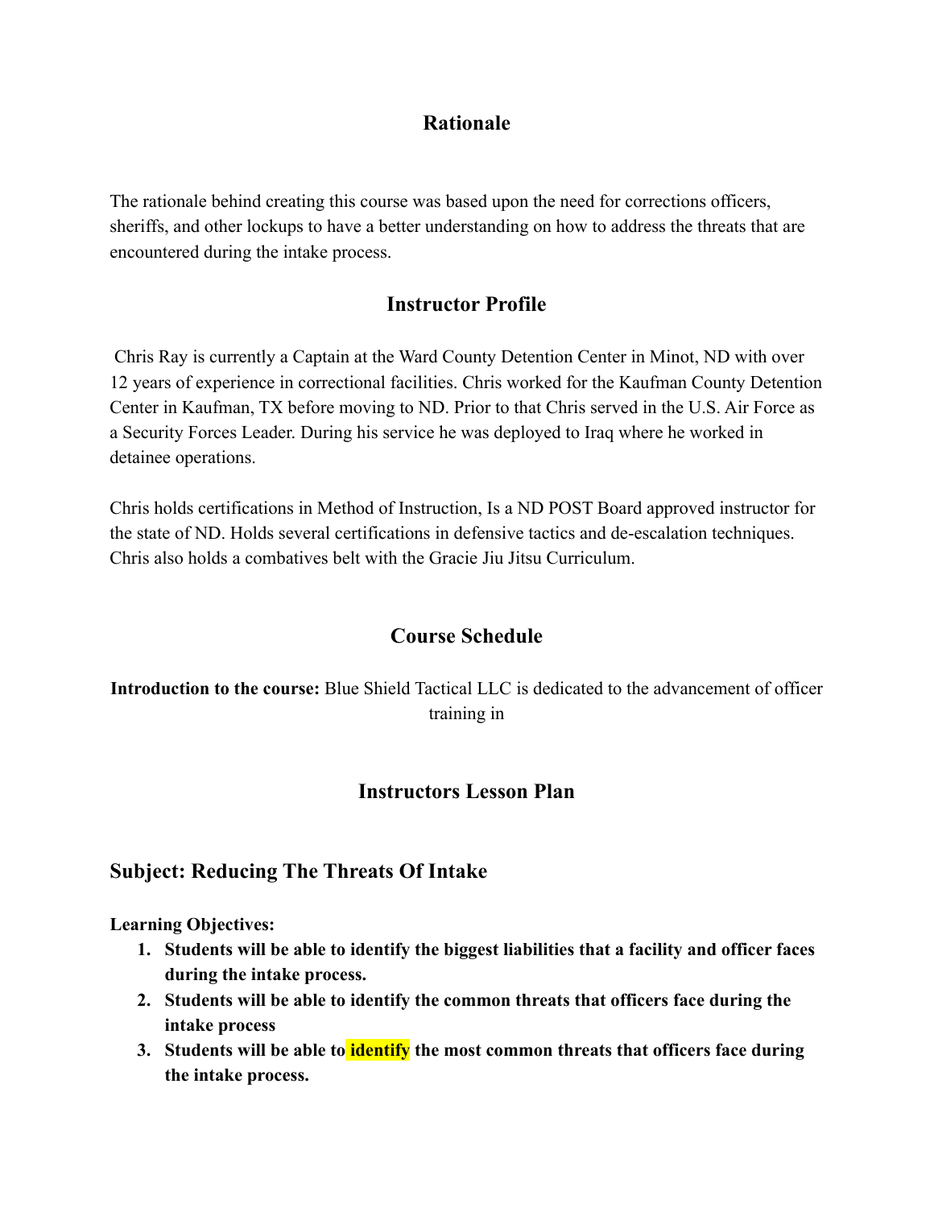## Rationale

The rationale behind creating this course was based upon the need for corrections officers, sheriffs, and other lockups to have a better understanding on how to address the threats that are encountered during the intake process.

## Instructor Profile

Chris Ray is currently a Captain at the Ward County Detention Center in Minot, ND with over 12 years of experience in correctional facilities. Chris worked for the Kaufman County Detention Center in Kaufman, TX before moving to ND. Prior to that Chris served in the U.S. Air Force as a Security Forces Leader. During his service he was deployed to Iraq where he worked in detainee operations.

Chris holds certifications in Method of Instruction, Is a ND POST Board approved instructor for the state of ND. Holds several certifications in defensive tactics and de-escalation techniques. Chris also holds a combatives belt with the Gracie Jiu Jitsu Curriculum.

## Course Schedule

**Introduction to the course:** Blue Shield Tactical LLC is dedicated to the advancement of officer training in

## Instructors Lesson Plan

### Subject: Reducing The Threats Of Intake

**Learning Objectives:**

1. **Students will be able to identify the biggest liabilities that a facility and officer faces during the intake process.**
2. **Students will be able to identify the common threats that officers face during the intake process**
3. **Students will be able to identify the most common threats that officers face during the intake process.**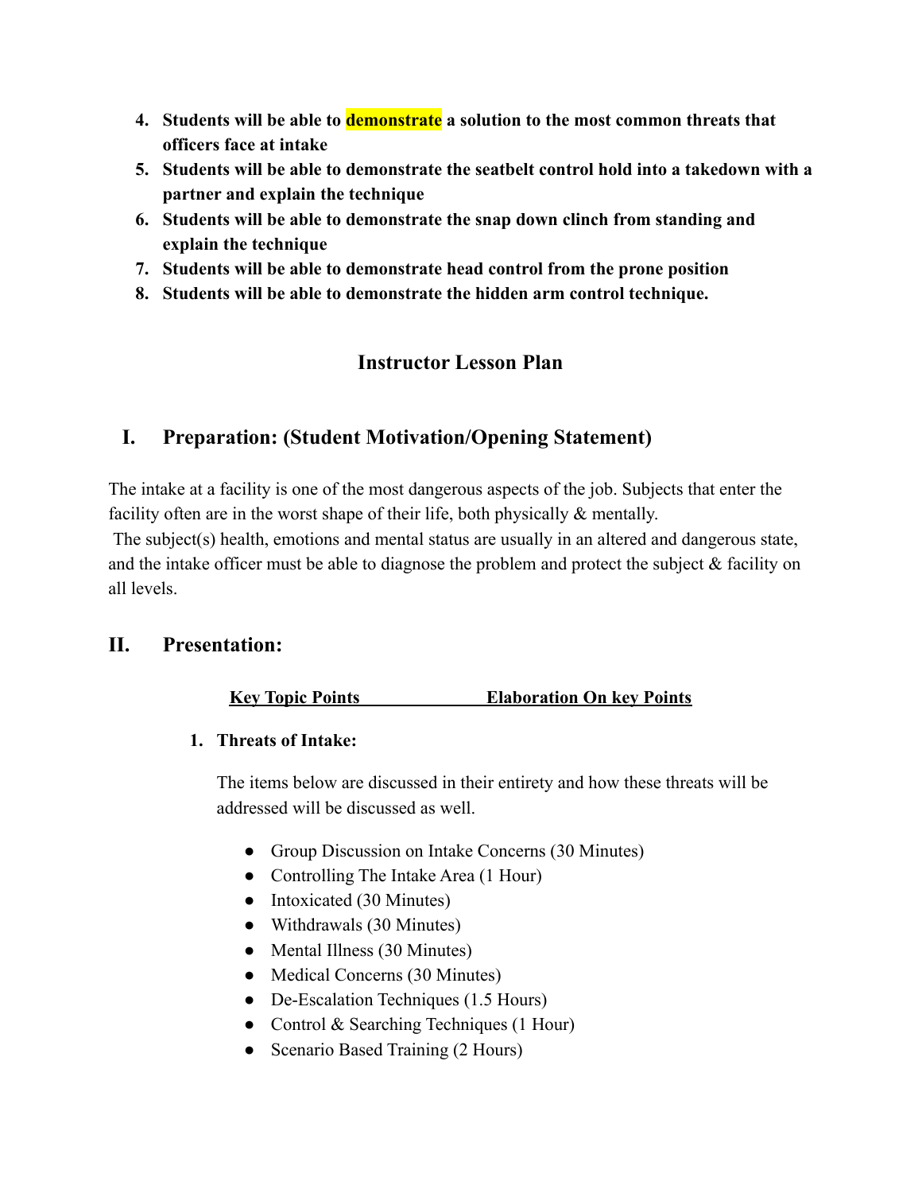4. **Students will be able to demonstrate a solution to the most common threats that officers face at intake**
5. **Students will be able to demonstrate the seatbelt control hold into a takedown with a partner and explain the technique**
6. **Students will be able to demonstrate the snap down clinch from standing and explain the technique**
7. **Students will be able to demonstrate head control from the prone position**
8. **Students will be able to demonstrate the hidden arm control technique.**

## Instructor Lesson Plan

## I. Preparation: (Student Motivation/Opening Statement)

The intake at a facility is one of the most dangerous aspects of the job. Subjects that enter the facility often are in the worst shape of their life, both physically & mentally.
The subject(s) health, emotions and mental status are usually in an altered and dangerous state, and the intake officer must be able to diagnose the problem and protect the subject & facility on all levels.

## II. Presentation:

**Key Topic Points** **Elaboration On key Points**

1. **Threats of Intake:**

   The items below are discussed in their entirety and how these threats will be addressed will be discussed as well.

   - Group Discussion on Intake Concerns (30 Minutes)
   - Controlling The Intake Area (1 Hour)
   - Intoxicated (30 Minutes)
   - Withdrawals (30 Minutes)
   - Mental Illness (30 Minutes)
   - Medical Concerns (30 Minutes)
   - De-Escalation Techniques (1.5 Hours)
   - Control & Searching Techniques (1 Hour)
   - Scenario Based Training (2 Hours)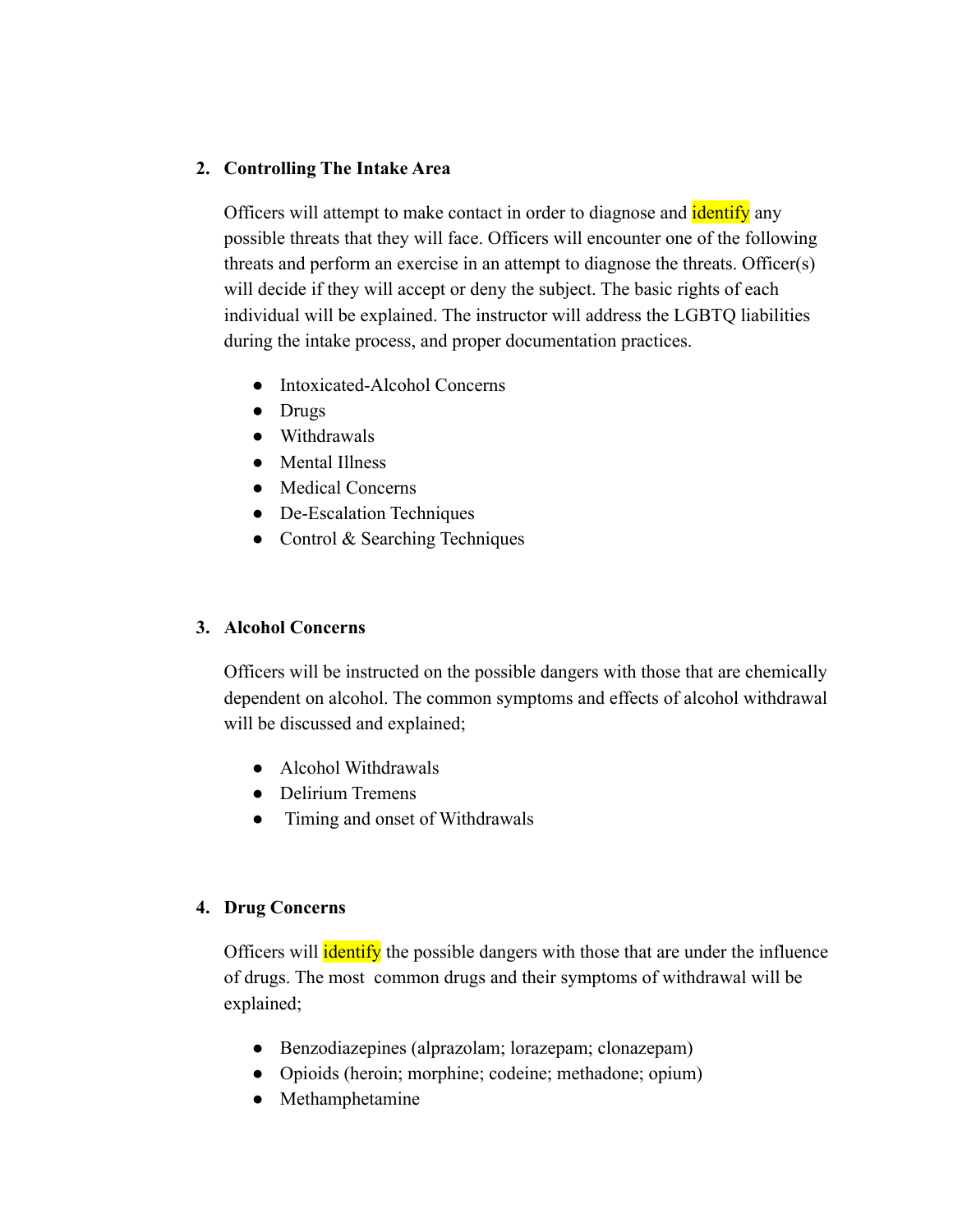2. **Controlling The Intake Area**

   Officers will attempt to make contact in order to diagnose and identify any possible threats that they will face. Officers will encounter one of the following threats and perform an exercise in an attempt to diagnose the threats. Officer(s) will decide if they will accept or deny the subject. The basic rights of each individual will be explained. The instructor will address the LGBTQ liabilities during the intake process, and proper documentation practices.

   - Intoxicated-Alcohol Concerns
   - Drugs
   - Withdrawals
   - Mental Illness
   - Medical Concerns
   - De-Escalation Techniques
   - Control & Searching Techniques

3. **Alcohol Concerns**

   Officers will be instructed on the possible dangers with those that are chemically dependent on alcohol. The common symptoms and effects of alcohol withdrawal will be discussed and explained;

   - Alcohol Withdrawals
   - Delirium Tremens
   - Timing and onset of Withdrawals

4. **Drug Concerns**

   Officers will identify the possible dangers with those that are under the influence of drugs. The most common drugs and their symptoms of withdrawal will be explained;

   - Benzodiazepines (alprazolam; lorazepam; clonazepam)
   - Opioids (heroin; morphine; codeine; methadone; opium)
   - Methamphetamine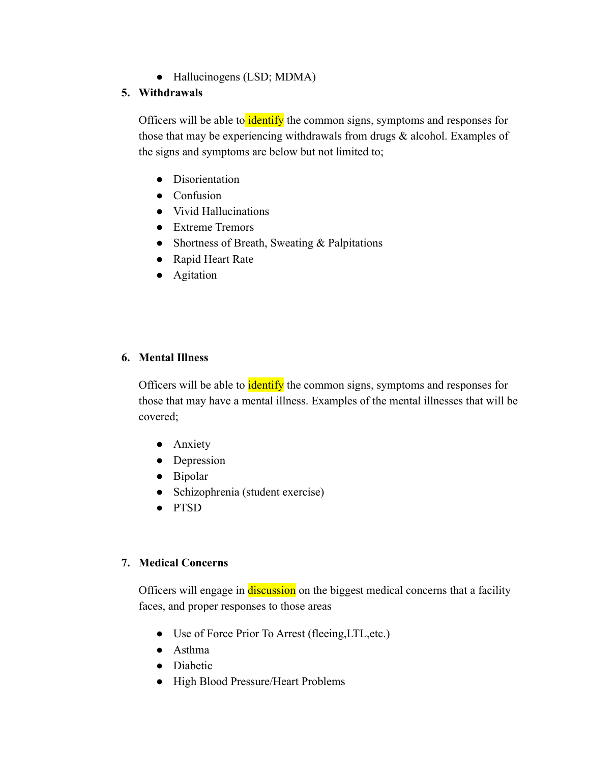- Hallucinogens (LSD; MDMA)

5. **Withdrawals**

   Officers will be able to identify the common signs, symptoms and responses for those that may be experiencing withdrawals from drugs & alcohol. Examples of the signs and symptoms are below but not limited to;

   - Disorientation
   - Confusion
   - Vivid Hallucinations
   - Extreme Tremors
   - Shortness of Breath, Sweating & Palpitations
   - Rapid Heart Rate
   - Agitation

6. **Mental Illness**

   Officers will be able to identify the common signs, symptoms and responses for those that may have a mental illness. Examples of the mental illnesses that will be covered;

   - Anxiety
   - Depression
   - Bipolar
   - Schizophrenia (student exercise)
   - PTSD

7. **Medical Concerns**

   Officers will engage in discussion on the biggest medical concerns that a facility faces, and proper responses to those areas

   - Use of Force Prior To Arrest (fleeing,LTL,etc.)
   - Asthma
   - Diabetic
   - High Blood Pressure/Heart Problems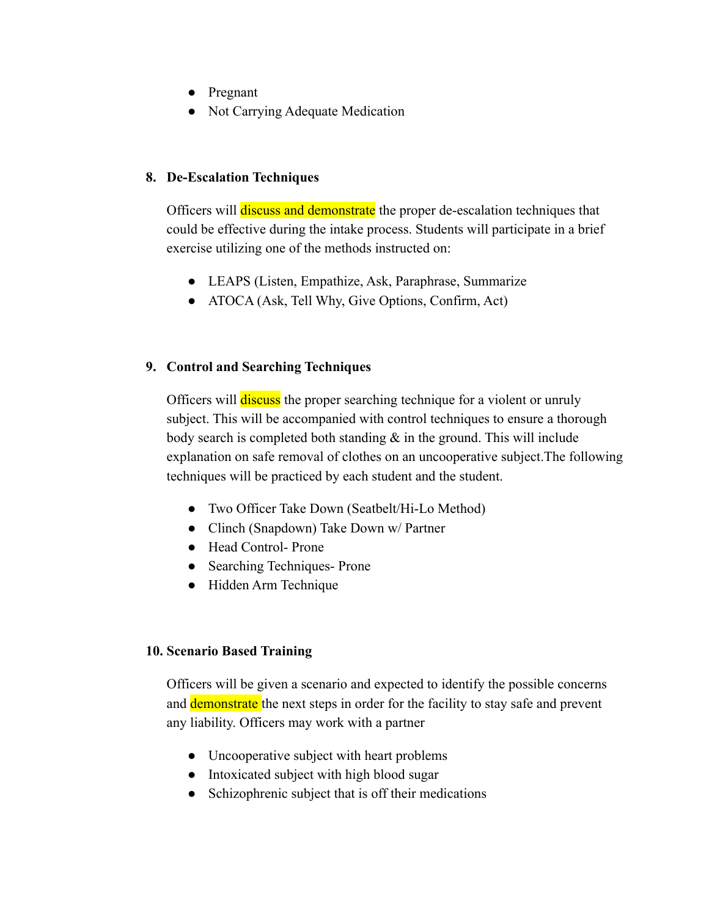- Pregnant
- Not Carrying Adequate Medication

**8. De-Escalation Techniques**

Officers will discuss and demonstrate the proper de-escalation techniques that could be effective during the intake process. Students will participate in a brief exercise utilizing one of the methods instructed on:

- LEAPS (Listen, Empathize, Ask, Paraphrase, Summarize
- ATOCA (Ask, Tell Why, Give Options, Confirm, Act)

**9. Control and Searching Techniques**

Officers will discuss the proper searching technique for a violent or unruly subject. This will be accompanied with control techniques to ensure a thorough body search is completed both standing & in the ground. This will include explanation on safe removal of clothes on an uncooperative subject.The following techniques will be practiced by each student and the student.

- Two Officer Take Down (Seatbelt/Hi-Lo Method)
- Clinch (Snapdown) Take Down w/ Partner
- Head Control- Prone
- Searching Techniques- Prone
- Hidden Arm Technique

**10. Scenario Based Training**

Officers will be given a scenario and expected to identify the possible concerns and demonstrate the next steps in order for the facility to stay safe and prevent any liability. Officers may work with a partner

- Uncooperative subject with heart problems
- Intoxicated subject with high blood sugar
- Schizophrenic subject that is off their medications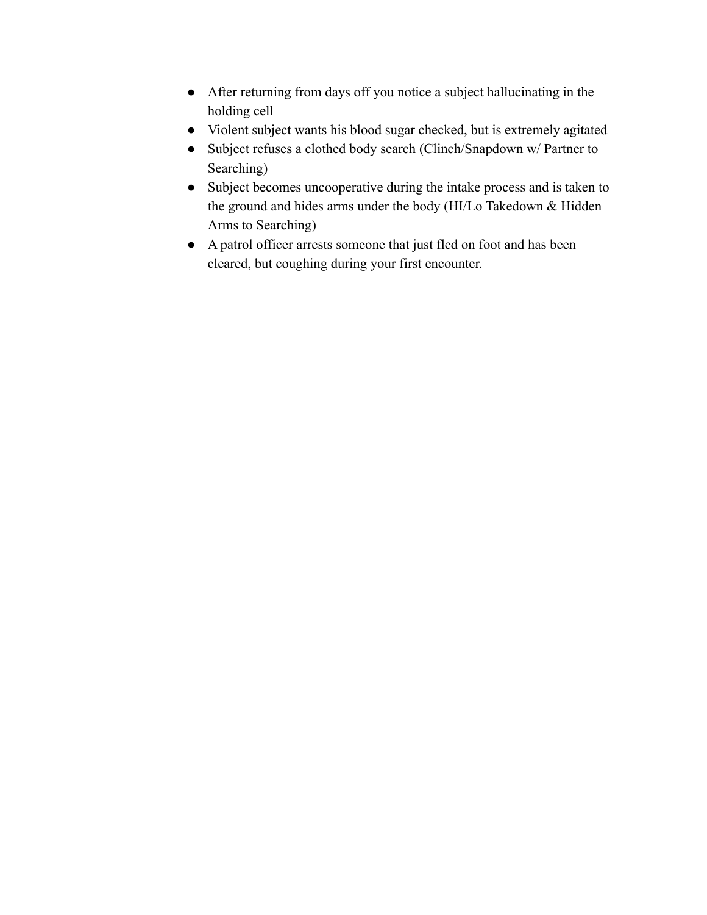- After returning from days off you notice a subject hallucinating in the holding cell
- Violent subject wants his blood sugar checked, but is extremely agitated
- Subject refuses a clothed body search (Clinch/Snapdown w/ Partner to Searching)
- Subject becomes uncooperative during the intake process and is taken to the ground and hides arms under the body (HI/Lo Takedown & Hidden Arms to Searching)
- A patrol officer arrests someone that just fled on foot and has been cleared, but coughing during your first encounter.